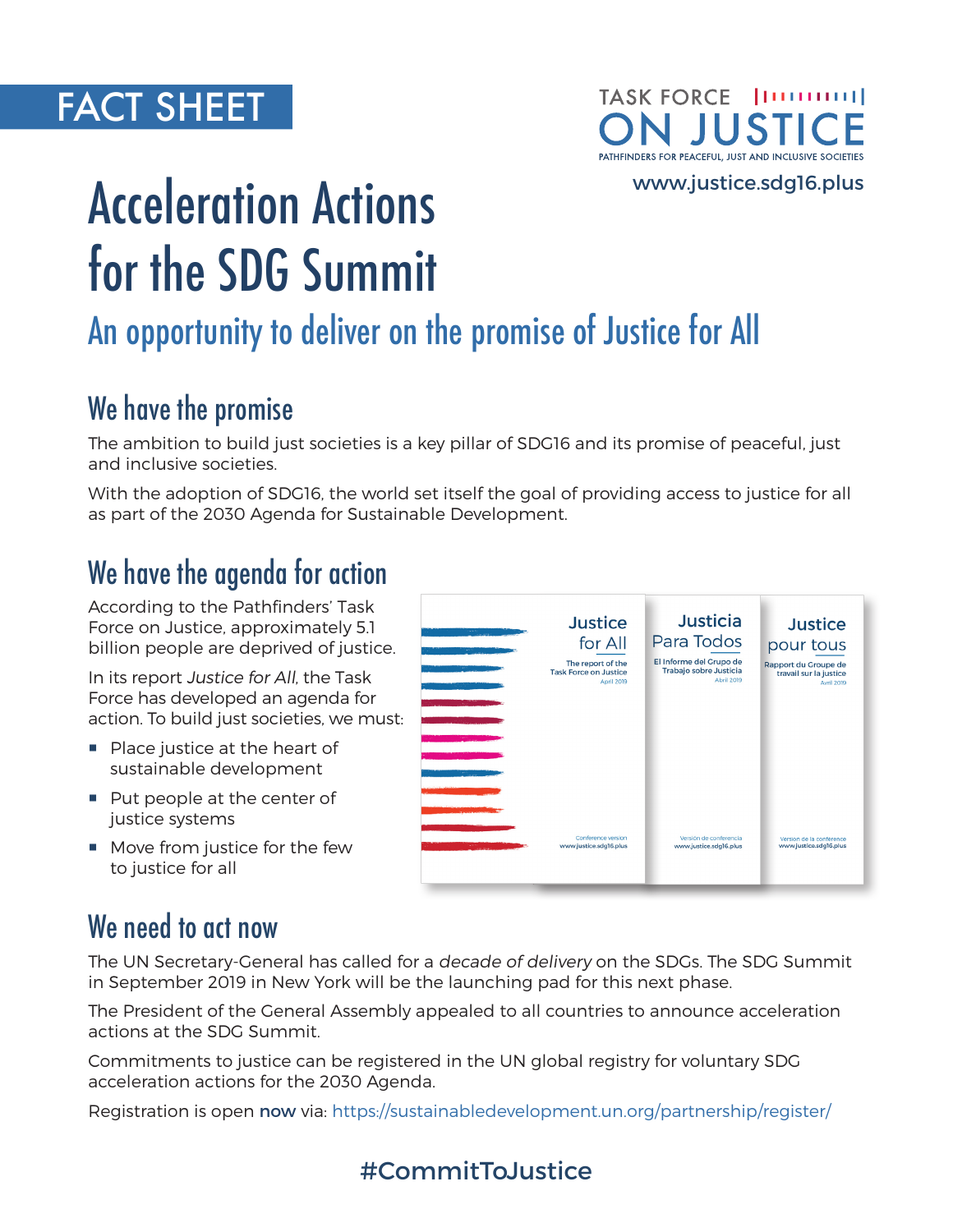FACT SHEET

TASK FORCE ON JUSTICE

PATHFINDERS FOR PEACEFUL, JUST AND INCLUSIVE SOCIETIES

www.justice.sdg16.plus

# Acceleration Actions for the SDG Summit

## An opportunity to deliver on the promise of Justice for All

## We have the promise

The ambition to build just societies is a key pillar of SDG16 and its promise of peaceful, just and inclusive societies.

With the adoption of SDG16, the world set itself the goal of providing access to justice for all as part of the 2030 Agenda for Sustainable Development.

## We have the agenda for action

According to the Pathfinders' Task Force on Justice, approximately 5.1 billion people are deprived of justice.

In its report *Justice for All*, the Task Force has developed an agenda for action. To build just societies, we must:

- Place justice at the heart of sustainable development
- Put people at the center of justice systems
- Move from justice for the few to justice for all

Justice for All — The report of the Task Force on Justice — April 2019 — Conference version — www.justice.sdg16.plus

Justicia Para Todos — El Informe del Grupo de Trabajo sobre Justicia — Abril 2019 — Versión de conferencia — www.justice.sdg16.plus

Justice pour tous — Rapport du Groupe de travail sur la justice — Avril 2019 — Version de la conférence — www.justice.sdg16.plus

## We need to act now

The UN Secretary-General has called for a *decade of delivery* on the SDGs. The SDG Summit in September 2019 in New York will be the launching pad for this next phase.

The President of the General Assembly appealed to all countries to announce acceleration actions at the SDG Summit.

Commitments to justice can be registered in the UN global registry for voluntary SDG acceleration actions for the 2030 Agenda.

Registration is open **now** via: https://sustainabledevelopment.un.org/partnership/register/

#CommitToJustice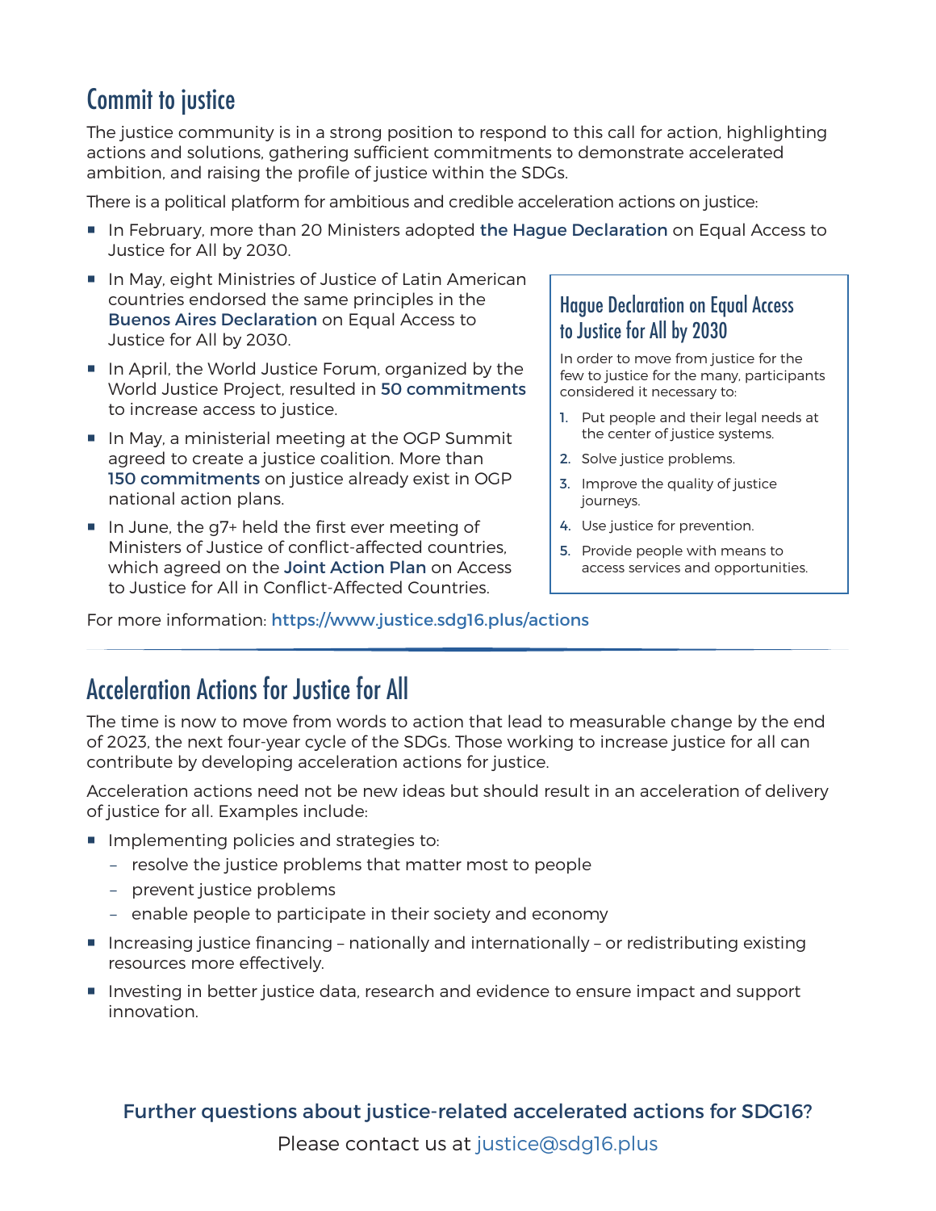## Commit to justice

The justice community is in a strong position to respond to this call for action, highlighting actions and solutions, gathering sufficient commitments to demonstrate accelerated ambition, and raising the profile of justice within the SDGs.

There is a political platform for ambitious and credible acceleration actions on justice:

- In February, more than 20 Ministers adopted the Hague Declaration on Equal Access to Justice for All by 2030.
- In May, eight Ministries of Justice of Latin American countries endorsed the same principles in the Buenos Aires Declaration on Equal Access to Justice for All by 2030.
- In April, the World Justice Forum, organized by the World Justice Project, resulted in 50 commitments to increase access to justice.
- In May, a ministerial meeting at the OGP Summit agreed to create a justice coalition. More than 150 commitments on justice already exist in OGP national action plans.
- In June, the g7+ held the first ever meeting of Ministers of Justice of conflict-affected countries, which agreed on the Joint Action Plan on Access to Justice for All in Conflict-Affected Countries.

### Hague Declaration on Equal Access to Justice for All by 2030

In order to move from justice for the few to justice for the many, participants considered it necessary to:

1. Put people and their legal needs at the center of justice systems.
2. Solve justice problems.
3. Improve the quality of justice journeys.
4. Use justice for prevention.
5. Provide people with means to access services and opportunities.

For more information: https://www.justice.sdg16.plus/actions

## Acceleration Actions for Justice for All

The time is now to move from words to action that lead to measurable change by the end of 2023, the next four-year cycle of the SDGs. Those working to increase justice for all can contribute by developing acceleration actions for justice.

Acceleration actions need not be new ideas but should result in an acceleration of delivery of justice for all. Examples include:

- Implementing policies and strategies to:
  - resolve the justice problems that matter most to people
  - prevent justice problems
  - enable people to participate in their society and economy
- Increasing justice financing – nationally and internationally – or redistributing existing resources more effectively.
- Investing in better justice data, research and evidence to ensure impact and support innovation.

**Further questions about justice-related accelerated actions for SDG16?**

Please contact us at justice@sdg16.plus